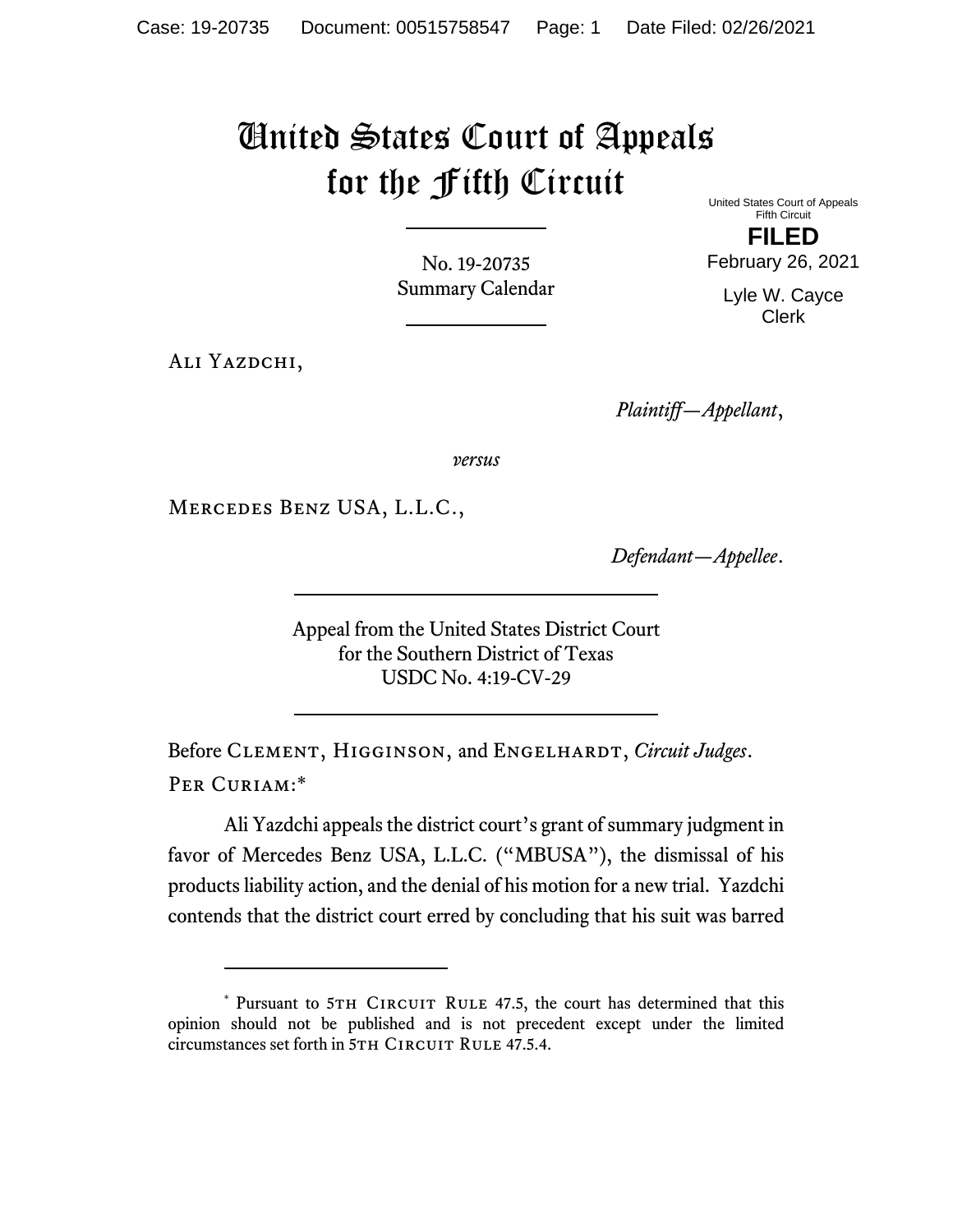# United States Court of Appeals for the Fifth Circuit

United States Court of Appeals
Fifth Circuit

**FILED**

February 26, 2021

Lyle W. Cayce
Clerk

No. 19-20735
Summary Calendar

Ali Yazdchi,

*Plaintiff—Appellant*,

*versus*

Mercedes Benz USA, L.L.C.,

*Defendant—Appellee*.

Appeal from the United States District Court
for the Southern District of Texas
USDC No. 4:19-CV-29

Before Clement, Higginson, and Engelhardt, *Circuit Judges*.

Per Curiam:*

Ali Yazdchi appeals the district court's grant of summary judgment in favor of Mercedes Benz USA, L.L.C. ("MBUSA"), the dismissal of his products liability action, and the denial of his motion for a new trial. Yazdchi contends that the district court erred by concluding that his suit was barred

---

* Pursuant to 5th Circuit Rule 47.5, the court has determined that this opinion should not be published and is not precedent except under the limited circumstances set forth in 5th Circuit Rule 47.5.4.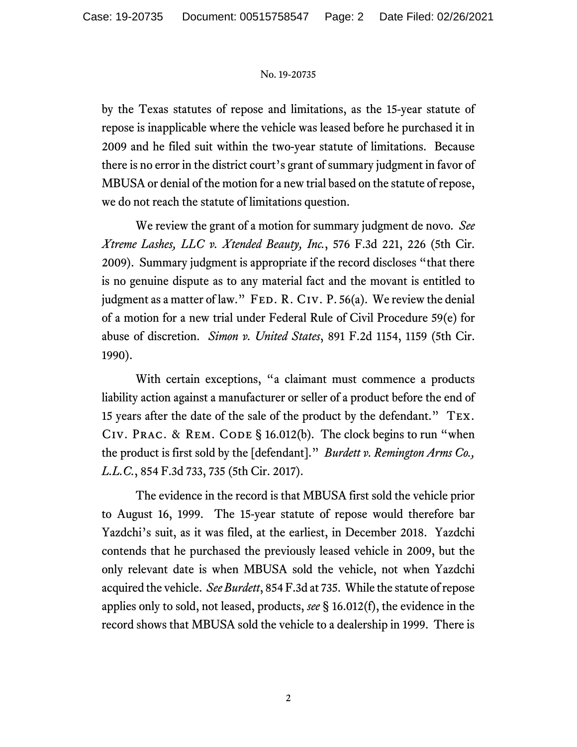by the Texas statutes of repose and limitations, as the 15-year statute of repose is inapplicable where the vehicle was leased before he purchased it in 2009 and he filed suit within the two-year statute of limitations. Because there is no error in the district court's grant of summary judgment in favor of MBUSA or denial of the motion for a new trial based on the statute of repose, we do not reach the statute of limitations question.

We review the grant of a motion for summary judgment de novo. *See Xtreme Lashes, LLC v. Xtended Beauty, Inc.*, 576 F.3d 221, 226 (5th Cir. 2009). Summary judgment is appropriate if the record discloses "that there is no genuine dispute as to any material fact and the movant is entitled to judgment as a matter of law." FED. R. CIV. P. 56(a). We review the denial of a motion for a new trial under Federal Rule of Civil Procedure 59(e) for abuse of discretion. *Simon v. United States*, 891 F.2d 1154, 1159 (5th Cir. 1990).

With certain exceptions, "a claimant must commence a products liability action against a manufacturer or seller of a product before the end of 15 years after the date of the sale of the product by the defendant." TEX. CIV. PRAC. & REM. CODE § 16.012(b). The clock begins to run "when the product is first sold by the [defendant]." *Burdett v. Remington Arms Co., L.L.C.*, 854 F.3d 733, 735 (5th Cir. 2017).

The evidence in the record is that MBUSA first sold the vehicle prior to August 16, 1999. The 15-year statute of repose would therefore bar Yazdchi's suit, as it was filed, at the earliest, in December 2018. Yazdchi contends that he purchased the previously leased vehicle in 2009, but the only relevant date is when MBUSA sold the vehicle, not when Yazdchi acquired the vehicle. *See Burdett*, 854 F.3d at 735. While the statute of repose applies only to sold, not leased, products, *see* § 16.012(f), the evidence in the record shows that MBUSA sold the vehicle to a dealership in 1999. There is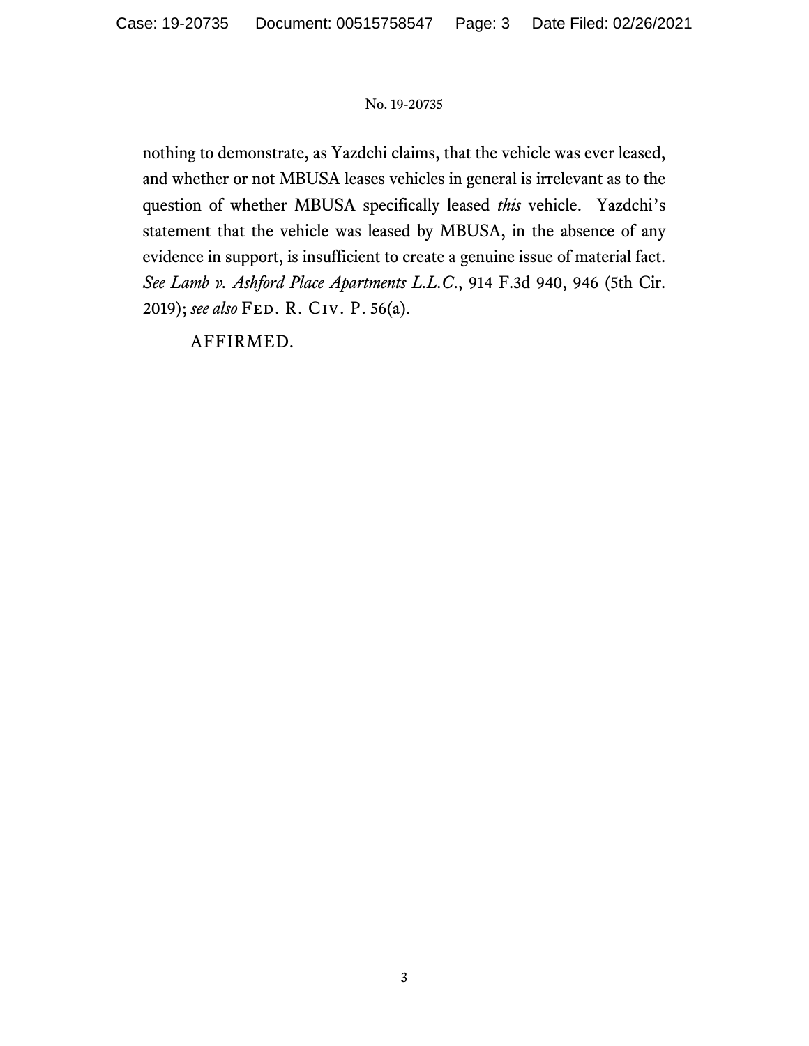nothing to demonstrate, as Yazdchi claims, that the vehicle was ever leased, and whether or not MBUSA leases vehicles in general is irrelevant as to the question of whether MBUSA specifically leased *this* vehicle. Yazdchi's statement that the vehicle was leased by MBUSA, in the absence of any evidence in support, is insufficient to create a genuine issue of material fact. *See Lamb v. Ashford Place Apartments L.L.C.*, 914 F.3d 940, 946 (5th Cir. 2019); *see also* Fed. R. Civ. P. 56(a).

AFFIRMED.